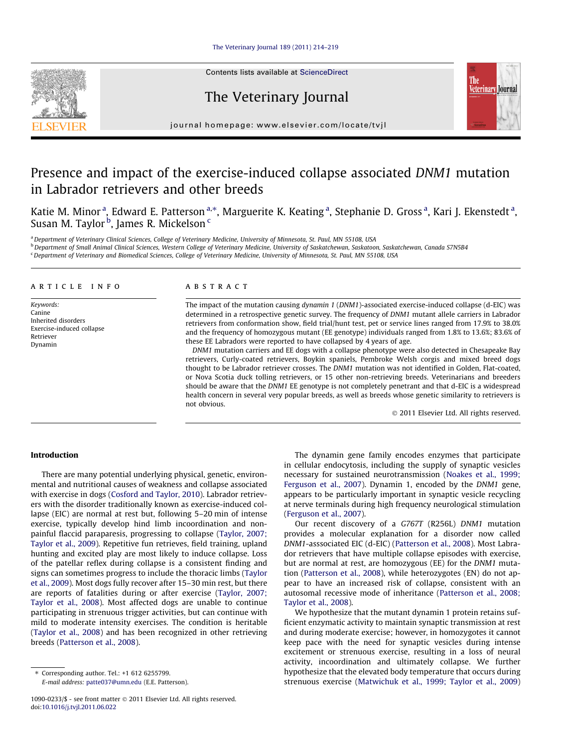# Presence and impact of the exercise-induced collapse associated *DNM1* mutation in Labrador retrievers and other breeds

Katie M. Minor [a], Edward E. Patterson [a,*], Marguerite K. Keating [a], Stephanie D. Gross [a], Kari J. Ekenstedt [a], Susan M. Taylor [b], James R. Mickelson [c]

[a] Department of Veterinary Clinical Sciences, College of Veterinary Medicine, University of Minnesota, St. Paul, MN 55108, USA

[b] Department of Small Animal Clinical Sciences, Western College of Veterinary Medicine, University of Saskatchewan, Saskatoon, Saskatchewan, Canada S7N5B4

[c] Department of Veterinary and Biomedical Sciences, College of Veterinary Medicine, University of Minnesota, St. Paul, MN 55108, USA

## ARTICLE INFO

*Keywords:*
Canine
Inherited disorders
Exercise-induced collapse
Retriever
Dynamin

## ABSTRACT

The impact of the mutation causing *dynamin 1* (*DNM1*)-associated exercise-induced collapse (d-EIC) was determined in a retrospective genetic survey. The frequency of *DNM1* mutant allele carriers in Labrador retrievers from conformation show, field trial/hunt test, pet or service lines ranged from 17.9% to 38.0% and the frequency of homozygous mutant (EE genotype) individuals ranged from 1.8% to 13.6%; 83.6% of these EE Labradors were reported to have collapsed by 4 years of age.

*DNM1* mutation carriers and EE dogs with a collapse phenotype were also detected in Chesapeake Bay retrievers, Curly-coated retrievers, Boykin spaniels, Pembroke Welsh corgis and mixed breed dogs thought to be Labrador retriever crosses. The *DNM1* mutation was not identified in Golden, Flat-coated, or Nova Scotia duck tolling retrievers, or 15 other non-retrieving breeds. Veterinarians and breeders should be aware that the *DNM1* EE genotype is not completely penetrant and that d-EIC is a widespread health concern in several very popular breeds, as well as breeds whose genetic similarity to retrievers is not obvious.

© 2011 Elsevier Ltd. All rights reserved.

## Introduction

There are many potential underlying physical, genetic, environmental and nutritional causes of weakness and collapse associated with exercise in dogs (Cosford and Taylor, 2010). Labrador retrievers with the disorder traditionally known as exercise-induced collapse (EIC) are normal at rest but, following 5–20 min of intense exercise, typically develop hind limb incoordination and non-painful flaccid paraparesis, progressing to collapse (Taylor, 2007; Taylor et al., 2009). Repetitive fun retrieves, field training, upland hunting and excited play are most likely to induce collapse. Loss of the patellar reflex during collapse is a consistent finding and signs can sometimes progress to include the thoracic limbs (Taylor et al., 2009). Most dogs fully recover after 15–30 min rest, but there are reports of fatalities during or after exercise (Taylor, 2007; Taylor et al., 2008). Most affected dogs are unable to continue participating in strenuous trigger activities, but can continue with mild to moderate intensity exercises. The condition is heritable (Taylor et al., 2008) and has been recognized in other retrieving breeds (Patterson et al., 2008).

The dynamin gene family encodes enzymes that participate in cellular endocytosis, including the supply of synaptic vesicles necessary for sustained neurotransmission (Noakes et al., 1999; Ferguson et al., 2007). Dynamin 1, encoded by the *DNM1* gene, appears to be particularly important in synaptic vesicle recycling at nerve terminals during high frequency neurological stimulation (Ferguson et al., 2007).

Our recent discovery of a *G767T* (R256L) *DNM1* mutation provides a molecular explanation for a disorder now called *DNM1*-asssociated EIC (d-EIC) (Patterson et al., 2008). Most Labrador retrievers that have multiple collapse episodes with exercise, but are normal at rest, are homozygous (EE) for the *DNM1* mutation (Patterson et al., 2008), while heterozygotes (EN) do not appear to have an increased risk of collapse, consistent with an autosomal recessive mode of inheritance (Patterson et al., 2008; Taylor et al., 2008).

We hypothesize that the mutant dynamin 1 protein retains sufficient enzymatic activity to maintain synaptic transmission at rest and during moderate exercise; however, in homozygotes it cannot keep pace with the need for synaptic vesicles during intense excitement or strenuous exercise, resulting in a loss of neural activity, incoordination and ultimately collapse. We further hypothesize that the elevated body temperature that occurs during strenuous exercise (Matwichuk et al., 1999; Taylor et al., 2009)

* Corresponding author. Tel.: +1 612 6255799.
E-mail address: patte037@umn.edu (E.E. Patterson).

1090-0233/$ - see front matter © 2011 Elsevier Ltd. All rights reserved.
doi:10.1016/j.tvjl.2011.06.022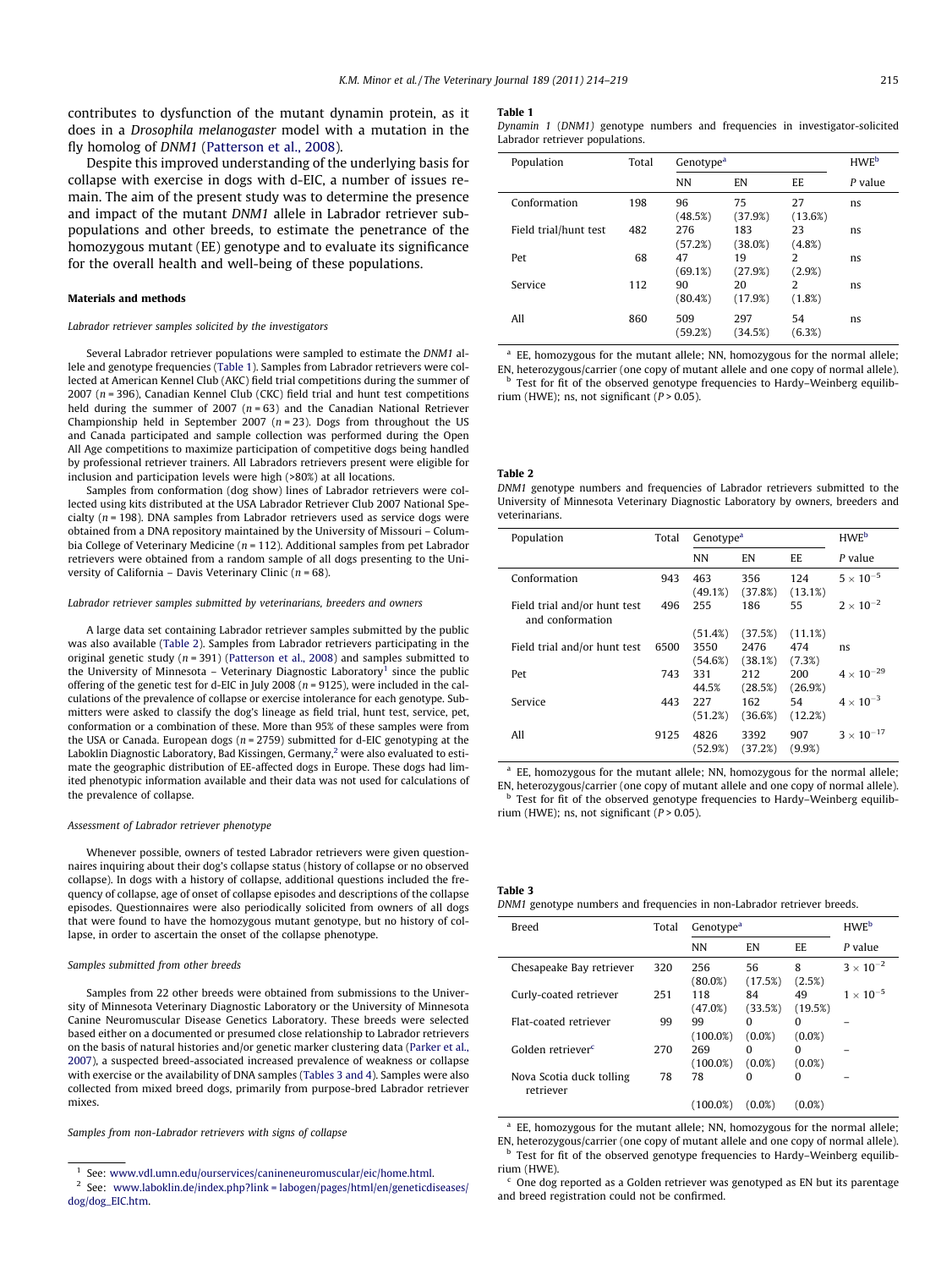contributes to dysfunction of the mutant dynamin protein, as it does in a *Drosophila melanogaster* model with a mutation in the fly homolog of *DNM1* (Patterson et al., 2008).

Despite this improved understanding of the underlying basis for collapse with exercise in dogs with d-EIC, a number of issues remain. The aim of the present study was to determine the presence and impact of the mutant *DNM1* allele in Labrador retriever subpopulations and other breeds, to estimate the penetrance of the homozygous mutant (EE) genotype and to evaluate its significance for the overall health and well-being of these populations.

## Materials and methods

### *Labrador retriever samples solicited by the investigators*

Several Labrador retriever populations were sampled to estimate the *DNM1* allele and genotype frequencies (Table 1). Samples from Labrador retrievers were collected at American Kennel Club (AKC) field trial competitions during the summer of 2007 ($n$ = 396), Canadian Kennel Club (CKC) field trial and hunt test competitions held during the summer of 2007 ($n$ = 63) and the Canadian National Retriever Championship held in September 2007 ($n$ = 23). Dogs from throughout the US and Canada participated and sample collection was performed during the Open All Age competitions to maximize participation of competitive dogs being handled by professional retriever trainers. All Labradors retrievers present were eligible for inclusion and participation levels were high (>80%) at all locations.

Samples from conformation (dog show) lines of Labrador retrievers were collected using kits distributed at the USA Labrador Retriever Club 2007 National Specialty ($n$ = 198). DNA samples from Labrador retrievers used as service dogs were obtained from a DNA repository maintained by the University of Missouri – Columbia College of Veterinary Medicine ($n$ = 112). Additional samples from pet Labrador retrievers were obtained from a random sample of all dogs presenting to the University of California – Davis Veterinary Clinic ($n$ = 68).

### *Labrador retriever samples submitted by veterinarians, breeders and owners*

A large data set containing Labrador retriever samples submitted by the public was also available (Table 2). Samples from Labrador retrievers participating in the original genetic study ($n$ = 391) (Patterson et al., 2008) and samples submitted to the University of Minnesota – Veterinary Diagnostic Laboratory[1] since the public offering of the genetic test for d-EIC in July 2008 ($n$ = 9125), were included in the calculations of the prevalence of collapse or exercise intolerance for each genotype. Submitters were asked to classify the dog's lineage as field trial, hunt test, service, pet, conformation or a combination of these. More than 95% of these samples were from the USA or Canada. European dogs ($n$ = 2759) submitted for d-EIC genotyping at the Laboklin Diagnostic Laboratory, Bad Kissingen, Germany,[2] were also evaluated to estimate the geographic distribution of EE-affected dogs in Europe. These dogs had limited phenotypic information available and their data was not used for calculations of the prevalence of collapse.

### *Assessment of Labrador retriever phenotype*

Whenever possible, owners of tested Labrador retrievers were given questionnaires inquiring about their dog's collapse status (history of collapse or no observed collapse). In dogs with a history of collapse, additional questions included the frequency of collapse, age of onset of collapse episodes and descriptions of the collapse episodes. Questionnaires were also periodically solicited from owners of all dogs that were found to have the homozygous mutant genotype, but no history of collapse, in order to ascertain the onset of the collapse phenotype.

### *Samples submitted from other breeds*

Samples from 22 other breeds were obtained from submissions to the University of Minnesota Veterinary Diagnostic Laboratory or the University of Minnesota Canine Neuromuscular Disease Genetics Laboratory. These breeds were selected based either on a documented or presumed close relationship to Labrador retrievers on the basis of natural histories and/or genetic marker clustering data (Parker et al., 2007), a suspected breed-associated increased prevalence of weakness or collapse with exercise or the availability of DNA samples (Tables 3 and 4). Samples were also collected from mixed breed dogs, primarily from purpose-bred Labrador retriever mixes.

### *Samples from non-Labrador retrievers with signs of collapse*

[1] See: www.vdl.umn.edu/ourservices/canineneuromuscular/eic/home.html.

[2] See: www.laboklin.de/index.php?link = labogen/pages/html/en/geneticdiseases/dog/dog_EIC.htm.

**Table 1**
*Dynamin 1 (DNM1)* genotype numbers and frequencies in investigator-solicited Labrador retriever populations.

| Population | Total | Genotype[a] | | | HWE[b] |
|---|---|---|---|---|---|
| | | NN | EN | EE | *P* value |
| Conformation | 198 | 96 (48.5%) | 75 (37.9%) | 27 (13.6%) | ns |
| Field trial/hunt test | 482 | 276 (57.2%) | 183 (38.0%) | 23 (4.8%) | ns |
| Pet | 68 | 47 (69.1%) | 19 (27.9%) | 2 (2.9%) | ns |
| Service | 112 | 90 (80.4%) | 20 (17.9%) | 2 (1.8%) | ns |
| All | 860 | 509 (59.2%) | 297 (34.5%) | 54 (6.3%) | ns |

[a] EE, homozygous for the mutant allele; NN, homozygous for the normal allele; EN, heterozygous/carrier (one copy of mutant allele and one copy of normal allele).
[b] Test for fit of the observed genotype frequencies to Hardy–Weinberg equilibrium (HWE); ns, not significant ($P > 0.05$).

**Table 2**
*DNM1* genotype numbers and frequencies of Labrador retrievers submitted to the University of Minnesota Veterinary Diagnostic Laboratory by owners, breeders and veterinarians.

| Population | Total | Genotype[a] | | | HWE[b] |
|---|---|---|---|---|---|
| | | NN | EN | EE | *P* value |
| Conformation | 943 | 463 (49.1%) | 356 (37.8%) | 124 (13.1%) | $5 \times 10^{-5}$ |
| Field trial and/or hunt test and conformation | 496 | 255 (51.4%) | 186 (37.5%) | 55 (11.1%) | $2 \times 10^{-2}$ |
| Field trial and/or hunt test | 6500 | 3550 (54.6%) | 2476 (38.1%) | 474 (7.3%) | ns |
| Pet | 743 | 331 44.5% | 212 (28.5%) | 200 (26.9%) | $4 \times 10^{-29}$ |
| Service | 443 | 227 (51.2%) | 162 (36.6%) | 54 (12.2%) | $4 \times 10^{-3}$ |
| All | 9125 | 4826 (52.9%) | 3392 (37.2%) | 907 (9.9%) | $3 \times 10^{-17}$ |

[a] EE, homozygous for the mutant allele; NN, homozygous for the normal allele; EN, heterozygous/carrier (one copy of mutant allele and one copy of normal allele).
[b] Test for fit of the observed genotype frequencies to Hardy–Weinberg equilibrium (HWE); ns, not significant ($P > 0.05$).

**Table 3**
*DNM1* genotype numbers and frequencies in non-Labrador retriever breeds.

| Breed | Total | Genotype[a] | | | HWE[b] |
|---|---|---|---|---|---|
| | | NN | EN | EE | *P* value |
| Chesapeake Bay retriever | 320 | 256 (80.0%) | 56 (17.5%) | 8 (2.5%) | $3 \times 10^{-2}$ |
| Curly-coated retriever | 251 | 118 (47.0%) | 84 (33.5%) | 49 (19.5%) | $1 \times 10^{-5}$ |
| Flat-coated retriever | 99 | 99 (100.0%) | 0 (0.0%) | 0 (0.0%) | – |
| Golden retriever[c] | 270 | 269 (100.0%) | 0 (0.0%) | 0 (0.0%) | – |
| Nova Scotia duck tolling retriever | 78 | 78 (100.0%) | 0 (0.0%) | 0 (0.0%) | – |

[a] EE, homozygous for the mutant allele; NN, homozygous for the normal allele; EN, heterozygous/carrier (one copy of mutant allele and one copy of normal allele).
[b] Test for fit of the observed genotype frequencies to Hardy–Weinberg equilibrium (HWE).
[c] One dog reported as a Golden retriever was genotyped as EN but its parentage and breed registration could not be confirmed.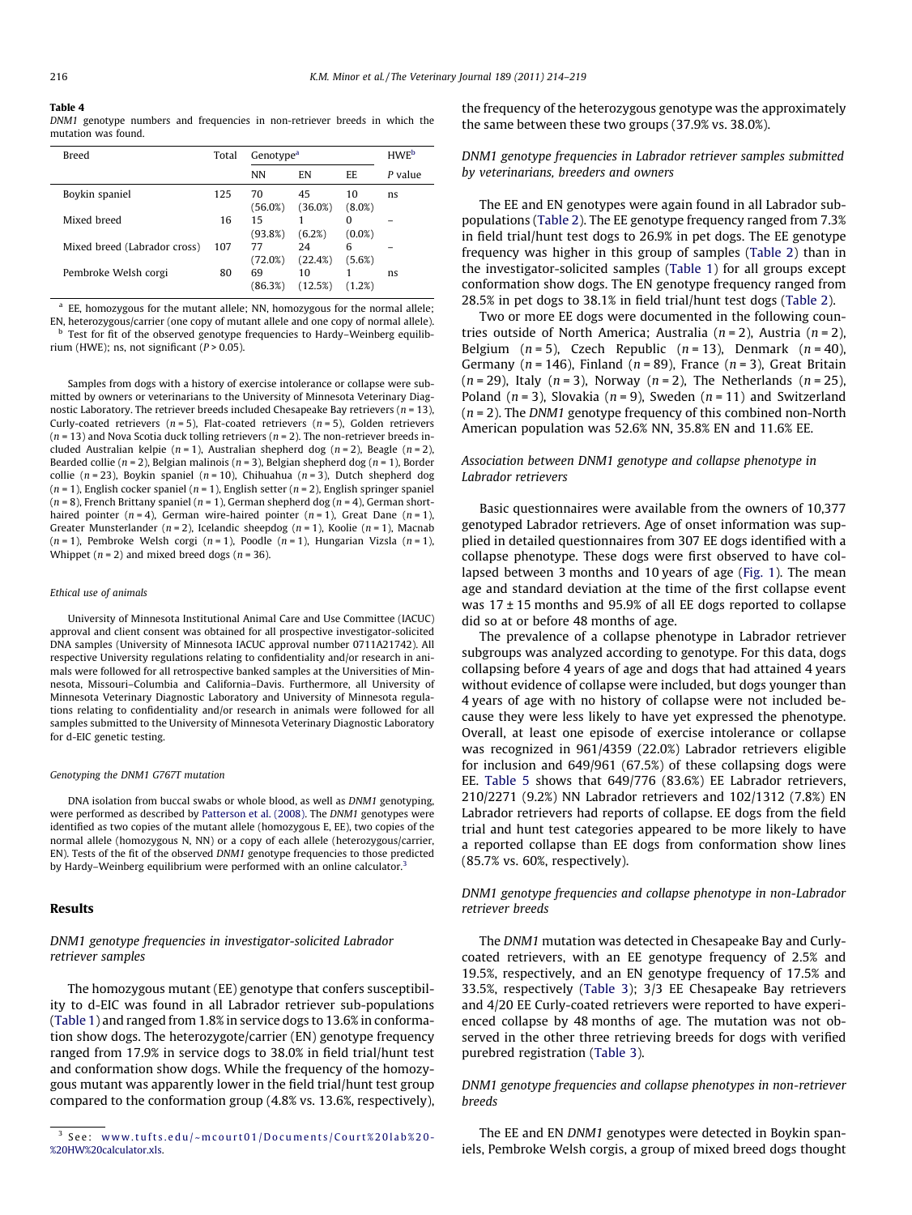**Table 4**
*DNM1* genotype numbers and frequencies in non-retriever breeds in which the mutation was found.

| Breed | Total | Genotype[a] | | | HWE[b] |
|---|---|---|---|---|---|
| | | NN | EN | EE | *P* value |
| Boykin spaniel | 125 | 70 (56.0%) | 45 (36.0%) | 10 (8.0%) | ns |
| Mixed breed | 16 | 15 (93.8%) | 1 (6.2%) | 0 (0.0%) | – |
| Mixed breed (Labrador cross) | 107 | 77 (72.0%) | 24 (22.4%) | 6 (5.6%) | – |
| Pembroke Welsh corgi | 80 | 69 (86.3%) | 10 (12.5%) | 1 (1.2%) | ns |

[a] EE, homozygous for the mutant allele; NN, homozygous for the normal allele; EN, heterozygous/carrier (one copy of mutant allele and one copy of normal allele).
[b] Test for fit of the observed genotype frequencies to Hardy–Weinberg equilibrium (HWE); ns, not significant ($P > 0.05$).

Samples from dogs with a history of exercise intolerance or collapse were submitted by owners or veterinarians to the University of Minnesota Veterinary Diagnostic Laboratory. The retriever breeds included Chesapeake Bay retrievers ($n = 13$), Curly-coated retrievers ($n = 5$), Flat-coated retrievers ($n = 5$), Golden retrievers ($n = 13$) and Nova Scotia duck tolling retrievers ($n = 2$). The non-retriever breeds included Australian kelpie ($n = 1$), Australian shepherd dog ($n = 2$), Beagle ($n = 2$), Bearded collie ($n = 2$), Belgian malinois ($n = 3$), Belgian shepherd dog ($n = 1$), Border collie ($n = 23$), Boykin spaniel ($n = 10$), Chihuahua ($n = 3$), Dutch shepherd dog ($n = 1$), English cocker spaniel ($n = 1$), English setter ($n = 2$), English springer spaniel ($n = 8$), French Brittany spaniel ($n = 1$), German shepherd dog ($n = 4$), German short-haired pointer ($n = 4$), German wire-haired pointer ($n = 1$), Great Dane ($n = 1$), Greater Munsterlander ($n = 2$), Icelandic sheepdog ($n = 1$), Koolie ($n = 1$), Macnab ($n = 1$), Pembroke Welsh corgi ($n = 1$), Poodle ($n = 1$), Hungarian Vizsla ($n = 1$), Whippet ($n = 2$) and mixed breed dogs ($n = 36$).

#### Ethical use of animals

University of Minnesota Institutional Animal Care and Use Committee (IACUC) approval and client consent was obtained for all prospective investigator-solicited DNA samples (University of Minnesota IACUC approval number 0711A21742). All respective University regulations relating to confidentiality and/or research in animals were followed for all retrospective banked samples at the Universities of Minnesota, Missouri–Columbia and California–Davis. Furthermore, all University of Minnesota Veterinary Diagnostic Laboratory and University of Minnesota regulations relating to confidentiality and/or research in animals were followed for all samples submitted to the University of Minnesota Veterinary Diagnostic Laboratory for d-EIC genetic testing.

#### Genotyping the DNM1 G767T mutation

DNA isolation from buccal swabs or whole blood, as well as *DNM1* genotyping, were performed as described by Patterson et al. (2008). The *DNM1* genotypes were identified as two copies of the mutant allele (homozygous E, EE), two copies of the normal allele (homozygous N, NN) or a copy of each allele (heterozygous/carrier, EN). Tests of the fit of the observed *DNM1* genotype frequencies to those predicted by Hardy–Weinberg equilibrium were performed with an online calculator.[3]

## Results

### DNM1 genotype frequencies in investigator-solicited Labrador retriever samples

The homozygous mutant (EE) genotype that confers susceptibility to d-EIC was found in all Labrador retriever sub-populations (Table 1) and ranged from 1.8% in service dogs to 13.6% in conformation show dogs. The heterozygote/carrier (EN) genotype frequency ranged from 17.9% in service dogs to 38.0% in field trial/hunt test and conformation show dogs. While the frequency of the homozygous mutant was apparently lower in the field trial/hunt test group compared to the conformation group (4.8% vs. 13.6%, respectively), the frequency of the heterozygous genotype was the approximately the same between these two groups (37.9% vs. 38.0%).

### DNM1 genotype frequencies in Labrador retriever samples submitted by veterinarians, breeders and owners

The EE and EN genotypes were again found in all Labrador sub-populations (Table 2). The EE genotype frequency ranged from 7.3% in field trial/hunt test dogs to 26.9% in pet dogs. The EE genotype frequency was higher in this group of samples (Table 2) than in the investigator-solicited samples (Table 1) for all groups except conformation show dogs. The EN genotype frequency ranged from 28.5% in pet dogs to 38.1% in field trial/hunt test dogs (Table 2).

Two or more EE dogs were documented in the following countries outside of North America; Australia ($n = 2$), Austria ($n = 2$), Belgium ($n = 5$), Czech Republic ($n = 13$), Denmark ($n = 40$), Germany ($n = 146$), Finland ($n = 89$), France ($n = 3$), Great Britain ($n = 29$), Italy ($n = 3$), Norway ($n = 2$), The Netherlands ($n = 25$), Poland ($n = 3$), Slovakia ($n = 9$), Sweden ($n = 11$) and Switzerland ($n = 2$). The *DNM1* genotype frequency of this combined non-North American population was 52.6% NN, 35.8% EN and 11.6% EE.

### Association between DNM1 genotype and collapse phenotype in Labrador retrievers

Basic questionnaires were available from the owners of 10,377 genotyped Labrador retrievers. Age of onset information was supplied in detailed questionnaires from 307 EE dogs identified with a collapse phenotype. These dogs were first observed to have collapsed between 3 months and 10 years of age (Fig. 1). The mean age and standard deviation at the time of the first collapse event was 17 ± 15 months and 95.9% of all EE dogs reported to collapse did so at or before 48 months of age.

The prevalence of a collapse phenotype in Labrador retriever subgroups was analyzed according to genotype. For this data, dogs collapsing before 4 years of age and dogs that had attained 4 years without evidence of collapse were included, but dogs younger than 4 years of age with no history of collapse were not included because they were less likely to have yet expressed the phenotype. Overall, at least one episode of exercise intolerance or collapse was recognized in 961/4359 (22.0%) Labrador retrievers eligible for inclusion and 649/961 (67.5%) of these collapsing dogs were EE. Table 5 shows that 649/776 (83.6%) EE Labrador retrievers, 210/2271 (9.2%) NN Labrador retrievers and 102/1312 (7.8%) EN Labrador retrievers had reports of collapse. EE dogs from the field trial and hunt test categories appeared to be more likely to have a reported collapse than EE dogs from conformation show lines (85.7% vs. 60%, respectively).

### DNM1 genotype frequencies and collapse phenotype in non-Labrador retriever breeds

The *DNM1* mutation was detected in Chesapeake Bay and Curly-coated retrievers, with an EE genotype frequency of 2.5% and 19.5%, respectively, and an EN genotype frequency of 17.5% and 33.5%, respectively (Table 3); 3/3 EE Chesapeake Bay retrievers and 4/20 EE Curly-coated retrievers were reported to have experienced collapse by 48 months of age. The mutation was not observed in the other three retrieving breeds for dogs with verified purebred registration (Table 3).

### DNM1 genotype frequencies and collapse phenotypes in non-retriever breeds

The EE and EN *DNM1* genotypes were detected in Boykin spaniels, Pembroke Welsh corgis, a group of mixed breed dogs thought

[3] See: www.tufts.edu/~mcourt01/Documents/Court%20lab%20-%20HW%20calculator.xls.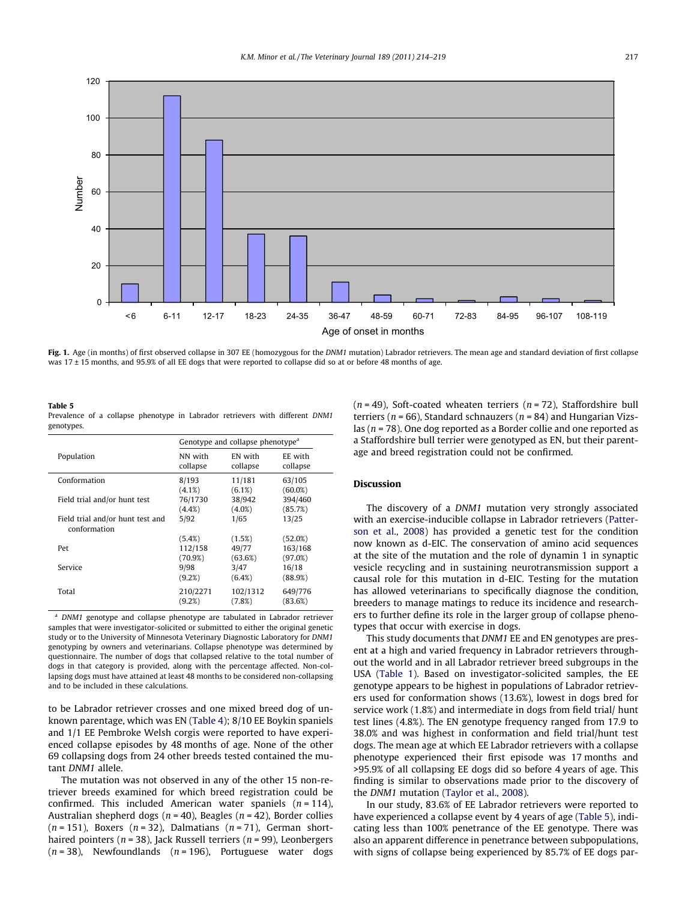**Fig. 1.** Age (in months) of first observed collapse in 307 EE (homozygous for the *DNM1* mutation) Labrador retrievers. The mean age and standard deviation of first collapse was 17 ± 15 months, and 95.9% of all EE dogs that were reported to collapse did so at or before 48 months of age.

**Table 5**
Prevalence of a collapse phenotype in Labrador retrievers with different *DNM1* genotypes.

| Population | Genotype and collapse phenotype[a] | | |
|---|---|---|---|
| | NN with collapse | EN with collapse | EE with collapse |
| Conformation | 8/193 (4.1%) | 11/181 (6.1%) | 63/105 (60.0%) |
| Field trial and/or hunt test | 76/1730 (4.4%) | 38/942 (4.0%) | 394/460 (85.7%) |
| Field trial and/or hunt test and conformation | 5/92 (5.4%) | 1/65 (1.5%) | 13/25 (52.0%) |
| Pet | 112/158 (70.9%) | 49/77 (63.6%) | 163/168 (97.0%) |
| Service | 9/98 (9.2%) | 3/47 (6.4%) | 16/18 (88.9%) |
| Total | 210/2271 (9.2%) | 102/1312 (7.8%) | 649/776 (83.6%) |

[a] *DNM1* genotype and collapse phenotype are tabulated in Labrador retriever samples that were investigator-solicited or submitted to either the original genetic study or to the University of Minnesota Veterinary Diagnostic Laboratory for *DNM1* genotyping by owners and veterinarians. Collapse phenotype was determined by questionnaire. The number of dogs that collapsed relative to the total number of dogs in that category is provided, along with the percentage affected. Non-collapsing dogs must have attained at least 48 months to be considered non-collapsing and to be included in these calculations.

to be Labrador retriever crosses and one mixed breed dog of unknown parentage, which was EN (Table 4); 8/10 EE Boykin spaniels and 1/1 EE Pembroke Welsh corgis were reported to have experienced collapse episodes by 48 months of age. None of the other 69 collapsing dogs from 24 other breeds tested contained the mutant *DNM1* allele.

The mutation was not observed in any of the other 15 non-retriever breeds examined for which breed registration could be confirmed. This included American water spaniels (*n* = 114), Australian shepherd dogs (*n* = 40), Beagles (*n* = 42), Border collies (*n* = 151), Boxers (*n* = 32), Dalmatians (*n* = 71), German short-haired pointers (*n* = 38), Jack Russell terriers (*n* = 99), Leonbergers (*n* = 38), Newfoundlands (*n* = 196), Portuguese water dogs (*n* = 49), Soft-coated wheaten terriers (*n* = 72), Staffordshire bull terriers (*n* = 66), Standard schnauzers (*n* = 84) and Hungarian Vizslas (*n* = 78). One dog reported as a Border collie and one reported as a Staffordshire bull terrier were genotyped as EN, but their parentage and breed registration could not be confirmed.

## Discussion

The discovery of a *DNM1* mutation very strongly associated with an exercise-inducible collapse in Labrador retrievers (Patterson et al., 2008) has provided a genetic test for the condition now known as d-EIC. The conservation of amino acid sequences at the site of the mutation and the role of dynamin 1 in synaptic vesicle recycling and in sustaining neurotransmission support a causal role for this mutation in d-EIC. Testing for the mutation has allowed veterinarians to specifically diagnose the condition, breeders to manage matings to reduce its incidence and researchers to further define its role in the larger group of collapse phenotypes that occur with exercise in dogs.

This study documents that *DNM1* EE and EN genotypes are present at a high and varied frequency in Labrador retrievers throughout the world and in all Labrador retriever breed subgroups in the USA (Table 1). Based on investigator-solicited samples, the EE genotype appears to be highest in populations of Labrador retrievers used for conformation shows (13.6%), lowest in dogs bred for service work (1.8%) and intermediate in dogs from field trial/ hunt test lines (4.8%). The EN genotype frequency ranged from 17.9 to 38.0% and was highest in conformation and field trial/hunt test dogs. The mean age at which EE Labrador retrievers with a collapse phenotype experienced their first episode was 17 months and >95.9% of all collapsing EE dogs did so before 4 years of age. This finding is similar to observations made prior to the discovery of the *DNM1* mutation (Taylor et al., 2008).

In our study, 83.6% of EE Labrador retrievers were reported to have experienced a collapse event by 4 years of age (Table 5), indicating less than 100% penetrance of the EE genotype. There was also an apparent difference in penetrance between subpopulations, with signs of collapse being experienced by 85.7% of EE dogs par-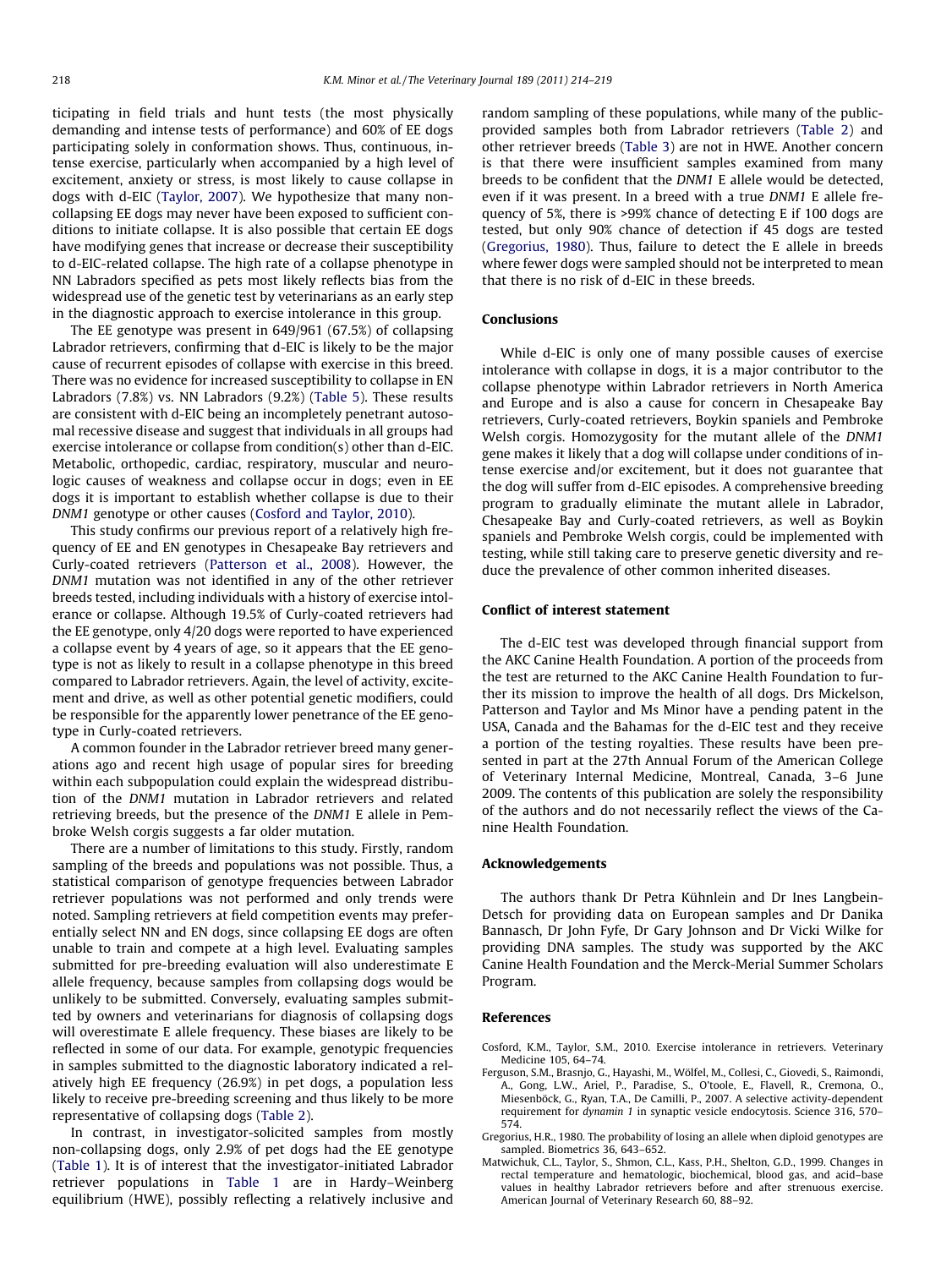ticipating in field trials and hunt tests (the most physically demanding and intense tests of performance) and 60% of EE dogs participating solely in conformation shows. Thus, continuous, intense exercise, particularly when accompanied by a high level of excitement, anxiety or stress, is most likely to cause collapse in dogs with d-EIC (Taylor, 2007). We hypothesize that many non-collapsing EE dogs may never have been exposed to sufficient conditions to initiate collapse. It is also possible that certain EE dogs have modifying genes that increase or decrease their susceptibility to d-EIC-related collapse. The high rate of a collapse phenotype in NN Labradors specified as pets most likely reflects bias from the widespread use of the genetic test by veterinarians as an early step in the diagnostic approach to exercise intolerance in this group.

The EE genotype was present in 649/961 (67.5%) of collapsing Labrador retrievers, confirming that d-EIC is likely to be the major cause of recurrent episodes of collapse with exercise in this breed. There was no evidence for increased susceptibility to collapse in EN Labradors (7.8%) vs. NN Labradors (9.2%) (Table 5). These results are consistent with d-EIC being an incompletely penetrant autosomal recessive disease and suggest that individuals in all groups had exercise intolerance or collapse from condition(s) other than d-EIC. Metabolic, orthopedic, cardiac, respiratory, muscular and neurologic causes of weakness and collapse occur in dogs; even in EE dogs it is important to establish whether collapse is due to their *DNM1* genotype or other causes (Cosford and Taylor, 2010).

This study confirms our previous report of a relatively high frequency of EE and EN genotypes in Chesapeake Bay retrievers and Curly-coated retrievers (Patterson et al., 2008). However, the *DNM1* mutation was not identified in any of the other retriever breeds tested, including individuals with a history of exercise intolerance or collapse. Although 19.5% of Curly-coated retrievers had the EE genotype, only 4/20 dogs were reported to have experienced a collapse event by 4 years of age, so it appears that the EE genotype is not as likely to result in a collapse phenotype in this breed compared to Labrador retrievers. Again, the level of activity, excitement and drive, as well as other potential genetic modifiers, could be responsible for the apparently lower penetrance of the EE genotype in Curly-coated retrievers.

A common founder in the Labrador retriever breed many generations ago and recent high usage of popular sires for breeding within each subpopulation could explain the widespread distribution of the *DNM1* mutation in Labrador retrievers and related retrieving breeds, but the presence of the *DNM1* E allele in Pembroke Welsh corgis suggests a far older mutation.

There are a number of limitations to this study. Firstly, random sampling of the breeds and populations was not possible. Thus, a statistical comparison of genotype frequencies between Labrador retriever populations was not performed and only trends were noted. Sampling retrievers at field competition events may preferentially select NN and EN dogs, since collapsing EE dogs are often unable to train and compete at a high level. Evaluating samples submitted for pre-breeding evaluation will also underestimate E allele frequency, because samples from collapsing dogs would be unlikely to be submitted. Conversely, evaluating samples submitted by owners and veterinarians for diagnosis of collapsing dogs will overestimate E allele frequency. These biases are likely to be reflected in some of our data. For example, genotypic frequencies in samples submitted to the diagnostic laboratory indicated a relatively high EE frequency (26.9%) in pet dogs, a population less likely to receive pre-breeding screening and thus likely to be more representative of collapsing dogs (Table 2).

In contrast, in investigator-solicited samples from mostly non-collapsing dogs, only 2.9% of pet dogs had the EE genotype (Table 1). It is of interest that the investigator-initiated Labrador retriever populations in Table 1 are in Hardy–Weinberg equilibrium (HWE), possibly reflecting a relatively inclusive and random sampling of these populations, while many of the public-provided samples both from Labrador retrievers (Table 2) and other retriever breeds (Table 3) are not in HWE. Another concern is that there were insufficient samples examined from many breeds to be confident that the *DNM1* E allele would be detected, even if it was present. In a breed with a true *DNM1* E allele frequency of 5%, there is >99% chance of detecting E if 100 dogs are tested, but only 90% chance of detection if 45 dogs are tested (Gregorius, 1980). Thus, failure to detect the E allele in breeds where fewer dogs were sampled should not be interpreted to mean that there is no risk of d-EIC in these breeds.

## Conclusions

While d-EIC is only one of many possible causes of exercise intolerance with collapse in dogs, it is a major contributor to the collapse phenotype within Labrador retrievers in North America and Europe and is also a cause for concern in Chesapeake Bay retrievers, Curly-coated retrievers, Boykin spaniels and Pembroke Welsh corgis. Homozygosity for the mutant allele of the *DNM1* gene makes it likely that a dog will collapse under conditions of intense exercise and/or excitement, but it does not guarantee that the dog will suffer from d-EIC episodes. A comprehensive breeding program to gradually eliminate the mutant allele in Labrador, Chesapeake Bay and Curly-coated retrievers, as well as Boykin spaniels and Pembroke Welsh corgis, could be implemented with testing, while still taking care to preserve genetic diversity and reduce the prevalence of other common inherited diseases.

## Conflict of interest statement

The d-EIC test was developed through financial support from the AKC Canine Health Foundation. A portion of the proceeds from the test are returned to the AKC Canine Health Foundation to further its mission to improve the health of all dogs. Drs Mickelson, Patterson and Taylor and Ms Minor have a pending patent in the USA, Canada and the Bahamas for the d-EIC test and they receive a portion of the testing royalties. These results have been presented in part at the 27th Annual Forum of the American College of Veterinary Internal Medicine, Montreal, Canada, 3–6 June 2009. The contents of this publication are solely the responsibility of the authors and do not necessarily reflect the views of the Canine Health Foundation.

## Acknowledgements

The authors thank Dr Petra Kühnlein and Dr Ines Langbein-Detsch for providing data on European samples and Dr Danika Bannasch, Dr John Fyfe, Dr Gary Johnson and Dr Vicki Wilke for providing DNA samples. The study was supported by the AKC Canine Health Foundation and the Merck-Merial Summer Scholars Program.

## References

Cosford, K.M., Taylor, S.M., 2010. Exercise intolerance in retrievers. Veterinary Medicine 105, 64–74.

Ferguson, S.M., Brasnjo, G., Hayashi, M., Wölfel, M., Collesi, C., Giovedi, S., Raimondi, A., Gong, L.W., Ariel, P., Paradise, S., O'toole, E., Flavell, R., Cremona, O., Miesenböck, G., Ryan, T.A., De Camilli, P., 2007. A selective activity-dependent requirement for *dynamin 1* in synaptic vesicle endocytosis. Science 316, 570–574.

Gregorius, H.R., 1980. The probability of losing an allele when diploid genotypes are sampled. Biometrics 36, 643–652.

Matwichuk, C.L., Taylor, S., Shmon, C.L., Kass, P.H., Shelton, G.D., 1999. Changes in rectal temperature and hematologic, biochemical, blood gas, and acid–base values in healthy Labrador retrievers before and after strenuous exercise. American Journal of Veterinary Research 60, 88–92.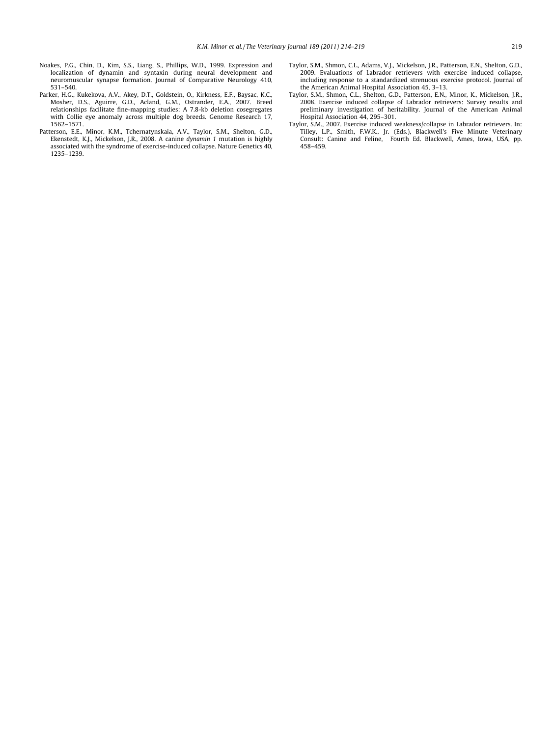Noakes, P.G., Chin, D., Kim, S.S., Liang, S., Phillips, W.D., 1999. Expression and localization of dynamin and syntaxin during neural development and neuromuscular synapse formation. Journal of Comparative Neurology 410, 531–540.

Parker, H.G., Kukekova, A.V., Akey, D.T., Goldstein, O., Kirkness, E.F., Baysac, K.C., Mosher, D.S., Aguirre, G.D., Acland, G.M., Ostrander, E.A., 2007. Breed relationships facilitate fine-mapping studies: A 7.8-kb deletion cosegregates with Collie eye anomaly across multiple dog breeds. Genome Research 17, 1562–1571.

Patterson, E.E., Minor, K.M., Tchernatynskaia, A.V., Taylor, S.M., Shelton, G.D., Ekenstedt, K.J., Mickelson, J.R., 2008. A canine *dynamin 1* mutation is highly associated with the syndrome of exercise-induced collapse. Nature Genetics 40, 1235–1239.

Taylor, S.M., Shmon, C.L., Adams, V.J., Mickelson, J.R., Patterson, E.N., Shelton, G.D., 2009. Evaluations of Labrador retrievers with exercise induced collapse, including response to a standardized strenuous exercise protocol. Journal of the American Animal Hospital Association 45, 3–13.

Taylor, S.M., Shmon, C.L., Shelton, G.D., Patterson, E.N., Minor, K., Mickelson, J.R., 2008. Exercise induced collapse of Labrador retrievers: Survey results and preliminary investigation of heritability. Journal of the American Animal Hospital Association 44, 295–301.

Taylor, S.M., 2007. Exercise induced weakness/collapse in Labrador retrievers. In: Tilley, L.P., Smith, F.W.K., Jr. (Eds.), Blackwell's Five Minute Veterinary Consult: Canine and Feline, Fourth Ed. Blackwell, Ames, Iowa, USA, pp. 458–459.